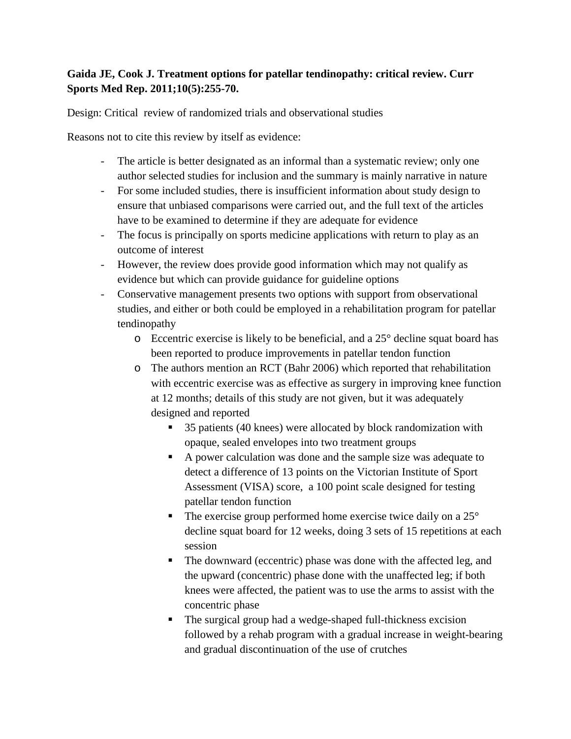**Gaida JE, Cook J. Treatment options for patellar tendinopathy: critical review. Curr Sports Med Rep. 2011;10(5):255-70.**

Design: Critical review of randomized trials and observational studies

Reasons not to cite this review by itself as evidence:

- The article is better designated as an informal than a systematic review; only one author selected studies for inclusion and the summary is mainly narrative in nature
- For some included studies, there is insufficient information about study design to ensure that unbiased comparisons were carried out, and the full text of the articles have to be examined to determine if they are adequate for evidence
- The focus is principally on sports medicine applications with return to play as an outcome of interest
- However, the review does provide good information which may not qualify as evidence but which can provide guidance for guideline options
- Conservative management presents two options with support from observational studies, and either or both could be employed in a rehabilitation program for patellar tendinopathy
  - Eccentric exercise is likely to be beneficial, and a 25° decline squat board has been reported to produce improvements in patellar tendon function
  - The authors mention an RCT (Bahr 2006) which reported that rehabilitation with eccentric exercise was as effective as surgery in improving knee function at 12 months; details of this study are not given, but it was adequately designed and reported
    - 35 patients (40 knees) were allocated by block randomization with opaque, sealed envelopes into two treatment groups
    - A power calculation was done and the sample size was adequate to detect a difference of 13 points on the Victorian Institute of Sport Assessment (VISA) score, a 100 point scale designed for testing patellar tendon function
    - The exercise group performed home exercise twice daily on a 25° decline squat board for 12 weeks, doing 3 sets of 15 repetitions at each session
    - The downward (eccentric) phase was done with the affected leg, and the upward (concentric) phase done with the unaffected leg; if both knees were affected, the patient was to use the arms to assist with the concentric phase
    - The surgical group had a wedge-shaped full-thickness excision followed by a rehab program with a gradual increase in weight-bearing and gradual discontinuation of the use of crutches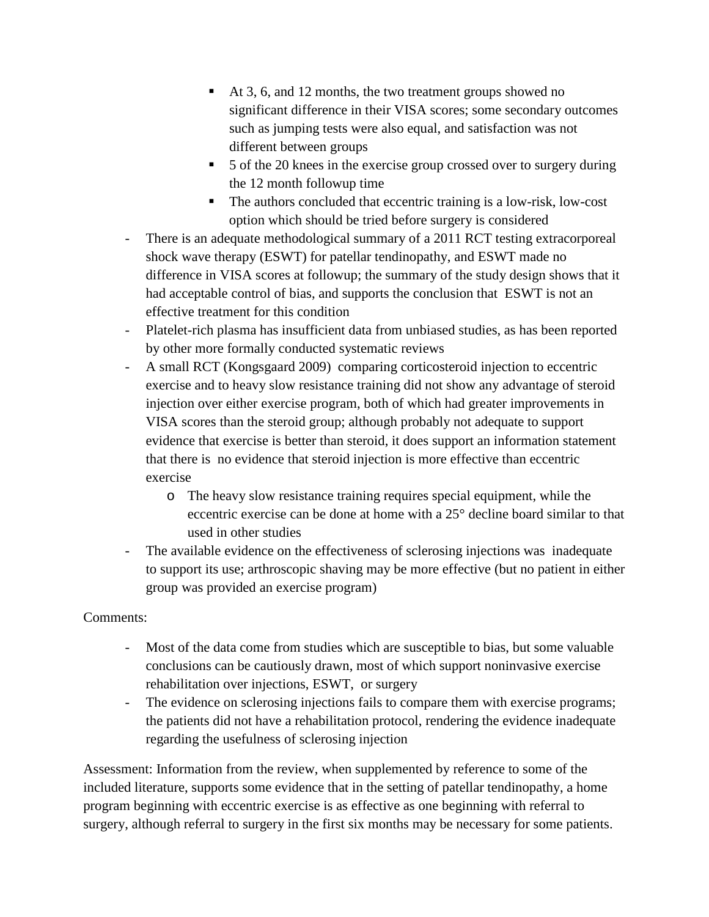- At 3, 6, and 12 months, the two treatment groups showed no significant difference in their VISA scores; some secondary outcomes such as jumping tests were also equal, and satisfaction was not different between groups
        - 5 of the 20 knees in the exercise group crossed over to surgery during the 12 month followup time
        - The authors concluded that eccentric training is a low-risk, low-cost option which should be tried before surgery is considered
- There is an adequate methodological summary of a 2011 RCT testing extracorporeal shock wave therapy (ESWT) for patellar tendinopathy, and ESWT made no difference in VISA scores at followup; the summary of the study design shows that it had acceptable control of bias, and supports the conclusion that ESWT is not an effective treatment for this condition
- Platelet-rich plasma has insufficient data from unbiased studies, as has been reported by other more formally conducted systematic reviews
- A small RCT (Kongsgaard 2009) comparing corticosteroid injection to eccentric exercise and to heavy slow resistance training did not show any advantage of steroid injection over either exercise program, both of which had greater improvements in VISA scores than the steroid group; although probably not adequate to support evidence that exercise is better than steroid, it does support an information statement that there is no evidence that steroid injection is more effective than eccentric exercise
    - The heavy slow resistance training requires special equipment, while the eccentric exercise can be done at home with a 25° decline board similar to that used in other studies
- The available evidence on the effectiveness of sclerosing injections was inadequate to support its use; arthroscopic shaving may be more effective (but no patient in either group was provided an exercise program)

Comments:

- Most of the data come from studies which are susceptible to bias, but some valuable conclusions can be cautiously drawn, most of which support noninvasive exercise rehabilitation over injections, ESWT, or surgery
- The evidence on sclerosing injections fails to compare them with exercise programs; the patients did not have a rehabilitation protocol, rendering the evidence inadequate regarding the usefulness of sclerosing injection

Assessment: Information from the review, when supplemented by reference to some of the included literature, supports some evidence that in the setting of patellar tendinopathy, a home program beginning with eccentric exercise is as effective as one beginning with referral to surgery, although referral to surgery in the first six months may be necessary for some patients.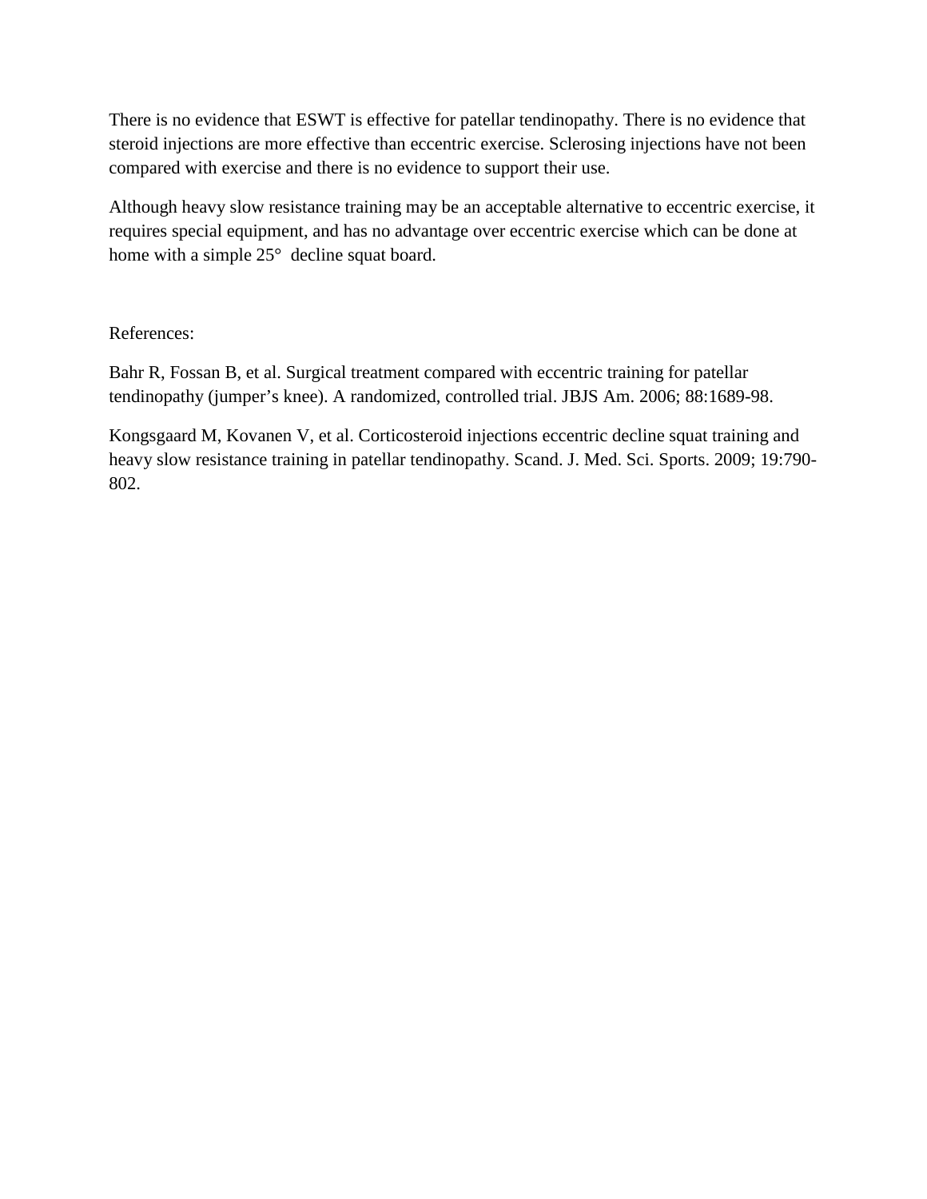There is no evidence that ESWT is effective for patellar tendinopathy. There is no evidence that steroid injections are more effective than eccentric exercise. Sclerosing injections have not been compared with exercise and there is no evidence to support their use.

Although heavy slow resistance training may be an acceptable alternative to eccentric exercise, it requires special equipment, and has no advantage over eccentric exercise which can be done at home with a simple 25° decline squat board.

References:

Bahr R, Fossan B, et al. Surgical treatment compared with eccentric training for patellar tendinopathy (jumper's knee). A randomized, controlled trial. JBJS Am. 2006; 88:1689-98.

Kongsgaard M, Kovanen V, et al. Corticosteroid injections eccentric decline squat training and heavy slow resistance training in patellar tendinopathy. Scand. J. Med. Sci. Sports. 2009; 19:790-802.